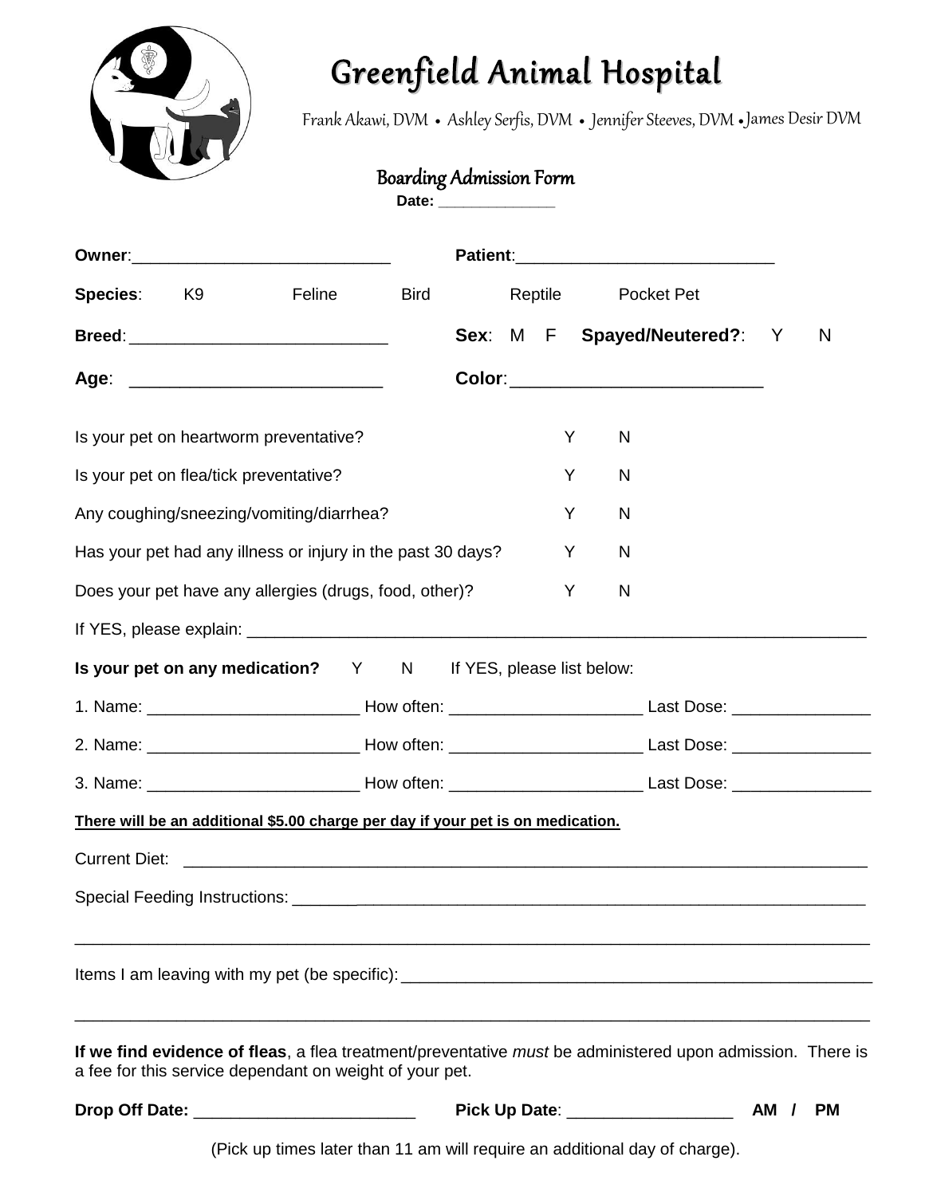# Greenfield Animal Hospital

Frank Akawi, DVM • Ashley Serfis, DVM • Jennifer Steeves, DVM • James Desir DVM

## Boarding Admission Form

**Date:** _______________

**Owner**:____________________________ **Patient**:____________________________

**Species**: K9 Feline Bird Reptile Pocket Pet

**Breed**:____________________________ **Sex**: M F **Spayed/Neutered?**: Y N

**Age**: ___________________________ **Color**:___________________________

Is your pet on heartworm preventative? Y N

Is your pet on flea/tick preventative? Y N

Any coughing/sneezing/vomiting/diarrhea? Y N

Has your pet had any illness or injury in the past 30 days? Y N

Does your pet have any allergies (drugs, food, other)? Y N

If YES, please explain: ______________________________________________________________________

**Is your pet on any medication?** Y N If YES, please list below:

1. Name: _______________________ How often: _____________________ Last Dose: _______________

2. Name: _______________________ How often: _____________________ Last Dose: _______________

3. Name: _______________________ How often: _____________________ Last Dose: _______________

**<u>There will be an additional $5.00 charge per day if your pet is on medication.</u>**

Current Diet: ______________________________________________________________________________

Special Feeding Instructions: _______________________________________________________________

___________________________________________________________________________________________

Items I am leaving with my pet (be specific):___________________________________________________

___________________________________________________________________________________________

**If we find evidence of fleas**, a flea treatment/preventative *must* be administered upon admission. There is a fee for this service dependant on weight of your pet.

**Drop Off Date:** ________________________ **Pick Up Date**: __________________ **AM / PM**

(Pick up times later than 11 am will require an additional day of charge).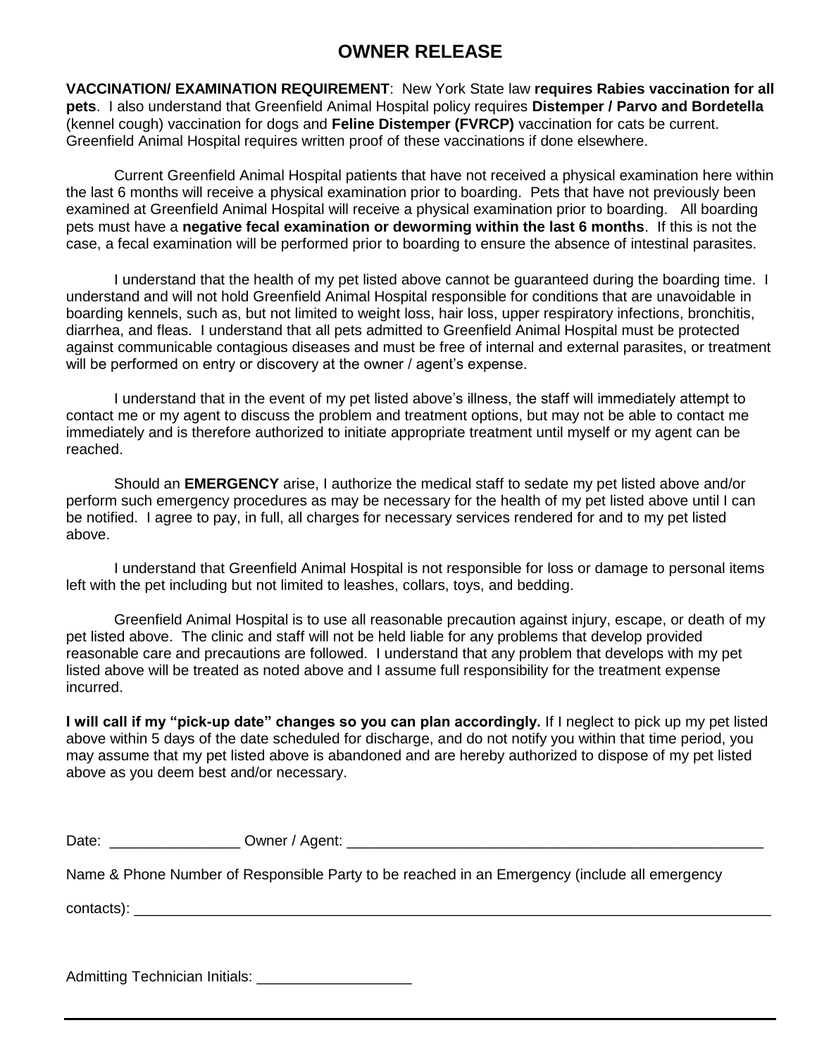# OWNER RELEASE

**VACCINATION/ EXAMINATION REQUIREMENT**: New York State law **requires Rabies vaccination for all pets**. I also understand that Greenfield Animal Hospital policy requires **Distemper / Parvo and Bordetella** (kennel cough) vaccination for dogs and **Feline Distemper (FVRCP)** vaccination for cats be current. Greenfield Animal Hospital requires written proof of these vaccinations if done elsewhere.

Current Greenfield Animal Hospital patients that have not received a physical examination here within the last 6 months will receive a physical examination prior to boarding. Pets that have not previously been examined at Greenfield Animal Hospital will receive a physical examination prior to boarding. All boarding pets must have a **negative fecal examination or deworming within the last 6 months**. If this is not the case, a fecal examination will be performed prior to boarding to ensure the absence of intestinal parasites.

I understand that the health of my pet listed above cannot be guaranteed during the boarding time. I understand and will not hold Greenfield Animal Hospital responsible for conditions that are unavoidable in boarding kennels, such as, but not limited to weight loss, hair loss, upper respiratory infections, bronchitis, diarrhea, and fleas. I understand that all pets admitted to Greenfield Animal Hospital must be protected against communicable contagious diseases and must be free of internal and external parasites, or treatment will be performed on entry or discovery at the owner / agent's expense.

I understand that in the event of my pet listed above's illness, the staff will immediately attempt to contact me or my agent to discuss the problem and treatment options, but may not be able to contact me immediately and is therefore authorized to initiate appropriate treatment until myself or my agent can be reached.

Should an **EMERGENCY** arise, I authorize the medical staff to sedate my pet listed above and/or perform such emergency procedures as may be necessary for the health of my pet listed above until I can be notified. I agree to pay, in full, all charges for necessary services rendered for and to my pet listed above.

I understand that Greenfield Animal Hospital is not responsible for loss or damage to personal items left with the pet including but not limited to leashes, collars, toys, and bedding.

Greenfield Animal Hospital is to use all reasonable precaution against injury, escape, or death of my pet listed above. The clinic and staff will not be held liable for any problems that develop provided reasonable care and precautions are followed. I understand that any problem that develops with my pet listed above will be treated as noted above and I assume full responsibility for the treatment expense incurred.

**I will call if my "pick-up date" changes so you can plan accordingly.** If I neglect to pick up my pet listed above within 5 days of the date scheduled for discharge, and do not notify you within that time period, you may assume that my pet listed above is abandoned and are hereby authorized to dispose of my pet listed above as you deem best and/or necessary.

Date: ________________ Owner / Agent: ______________________________________________________

Name & Phone Number of Responsible Party to be reached in an Emergency (include all emergency contacts): __________________________________________________________________________________

Admitting Technician Initials: ___________________